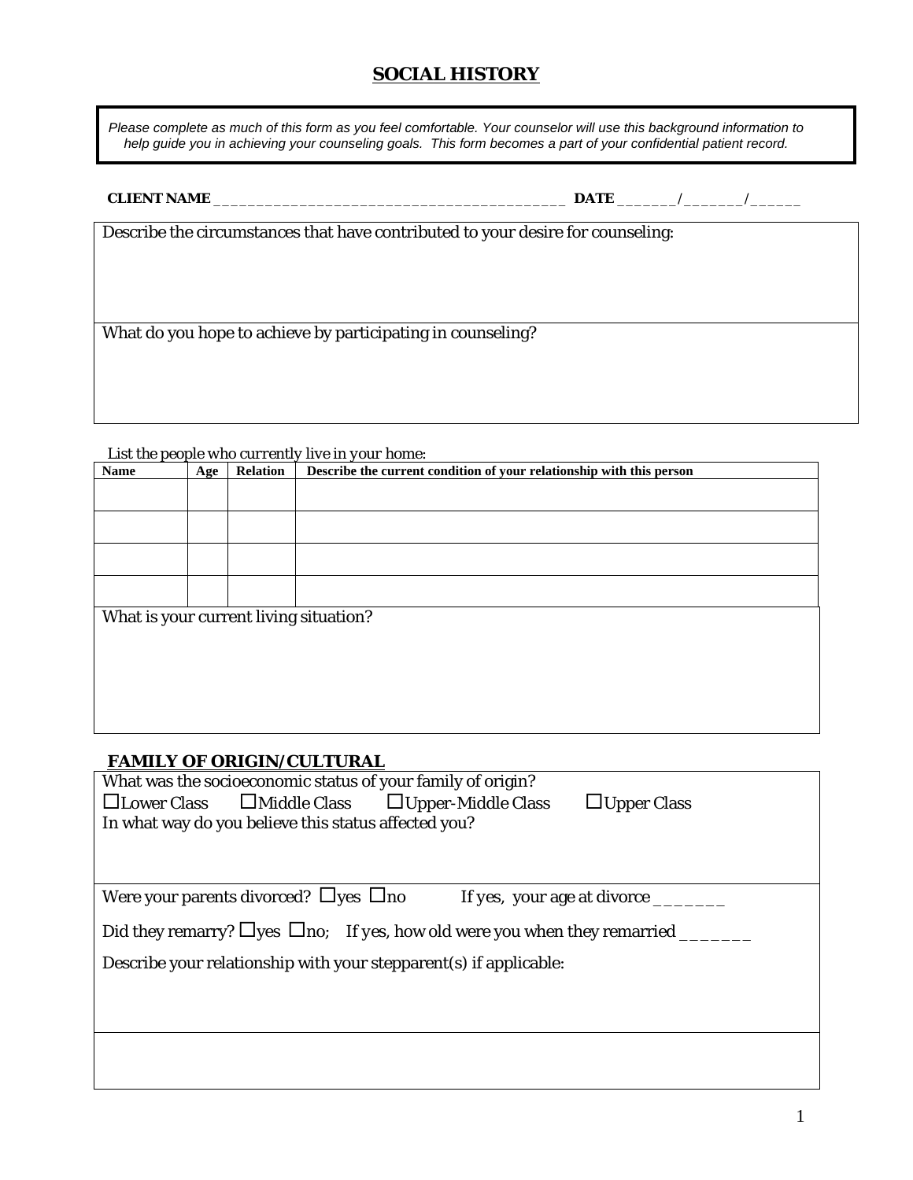# SOCIAL HISTORY

*Please complete as much of this form as you feel comfortable. Your counselor will use this background information to help guide you in achieving your counseling goals. This form becomes a part of your confidential patient record.*

**CLIENT NAME** ________________________________________ **DATE** _______/_______/______

Describe the circumstances that have contributed to your desire for counseling:

What do you hope to achieve by participating in counseling?

List the people who currently live in your home:

| Name | Age | Relation | Describe the current condition of your relationship with this person |
|---|---|---|---|
| | | | |
| | | | |
| | | | |
| | | | |

What is your current living situation?

## FAMILY OF ORIGIN/CULTURAL

What was the socioeconomic status of your family of origin?

☐Lower Class ☐Middle Class ☐Upper-Middle Class ☐Upper Class

In what way do you believe this status affected you?

Were your parents divorced? ☐yes ☐no If yes, your age at divorce _______

Did they remarry? ☐yes ☐no; If yes, how old were you when they remarried _______

Describe your relationship with your stepparent(s) if applicable: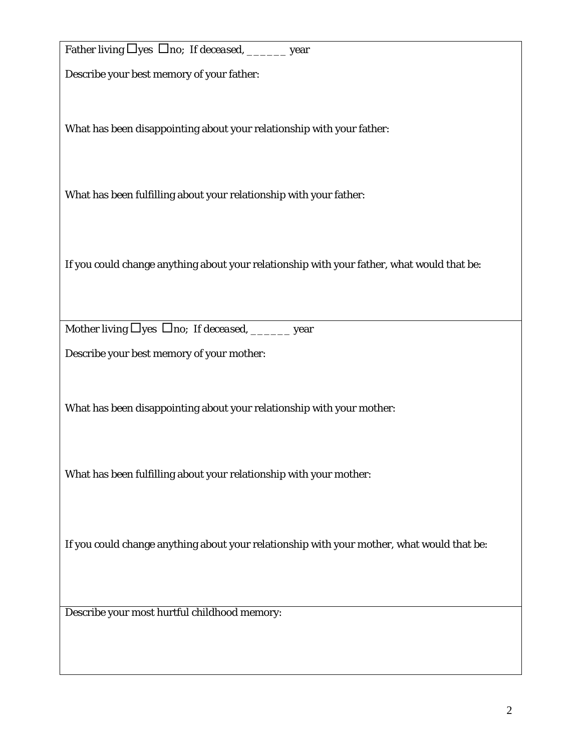Father living ☐yes ☐no; If deceased, ______ year

Describe your best memory of your father:

What has been disappointing about your relationship with your father:

What has been fulfilling about your relationship with your father:

If you could change anything about your relationship with your father, what would that be:

---

Mother living ☐yes ☐no; If deceased, ______ year

Describe your best memory of your mother:

What has been disappointing about your relationship with your mother:

What has been fulfilling about your relationship with your mother:

If you could change anything about your relationship with your mother, what would that be:

---

Describe your most hurtful childhood memory: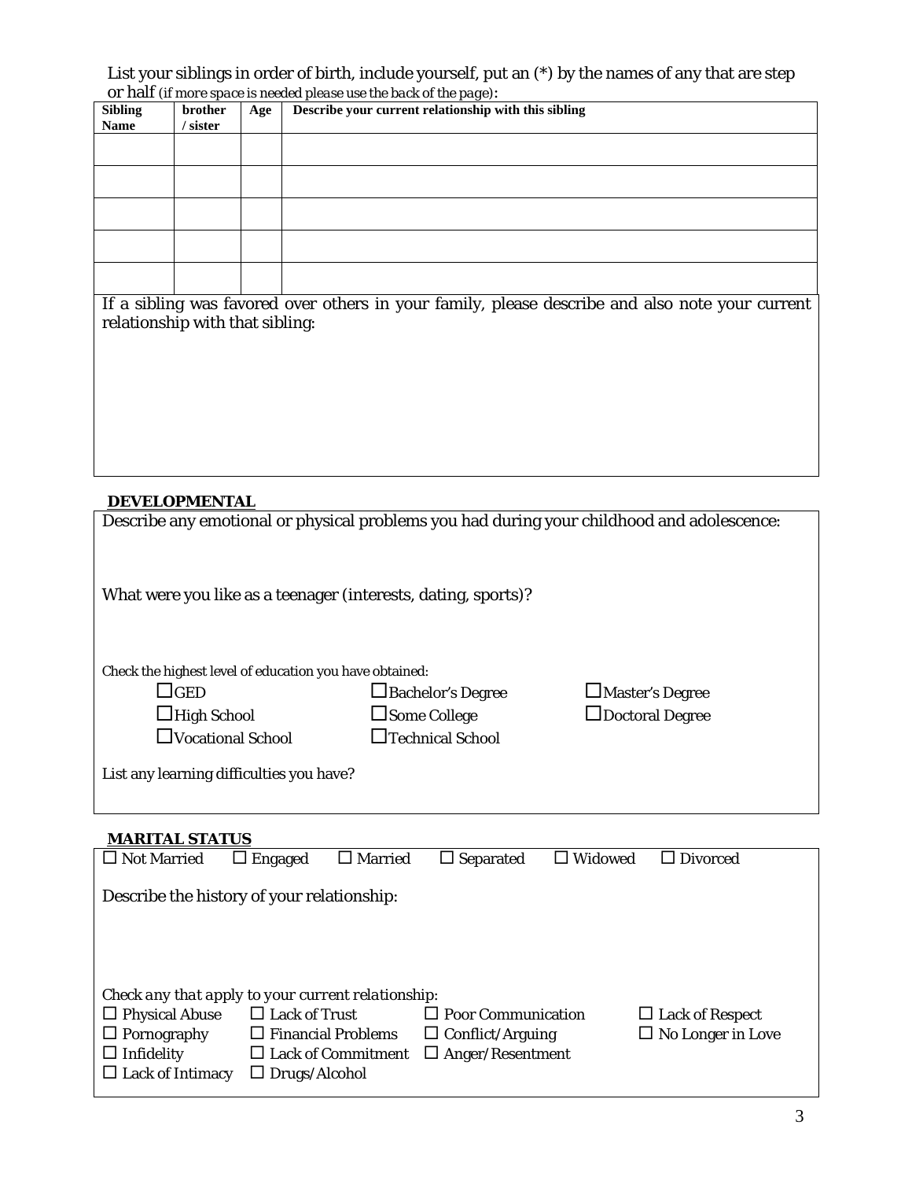List your siblings in order of birth, include yourself, put an (*) by the names of any that are step or half *(if more space is needed please use the back of the page)*:

| Sibling Name | brother / sister | Age | Describe your current relationship with this sibling |
|---|---|---|---|
| | | | |
| | | | |
| | | | |
| | | | |
| | | | |

If a sibling was favored over others in your family, please describe and also note your current relationship with that sibling:

## DEVELOPMENTAL

Describe any emotional or physical problems you had during your childhood and adolescence:

What were you like as a teenager (interests, dating, sports)?

Check the highest level of education you have obtained:

☐GED ☐Bachelor's Degree ☐Master's Degree

☐High School ☐Some College ☐Doctoral Degree

☐Vocational School ☐Technical School

List any learning difficulties you have?

## MARITAL STATUS

☐ Not Married ☐ Engaged ☐ Married ☐ Separated ☐ Widowed ☐ Divorced

Describe the history of your relationship:

*Check any that apply to your current relationship:*

☐ Physical Abuse ☐ Lack of Trust ☐ Poor Communication ☐ Lack of Respect

☐ Pornography ☐ Financial Problems ☐ Conflict/Arguing ☐ No Longer in Love

☐ Infidelity ☐ Lack of Commitment ☐ Anger/Resentment

☐ Lack of Intimacy ☐ Drugs/Alcohol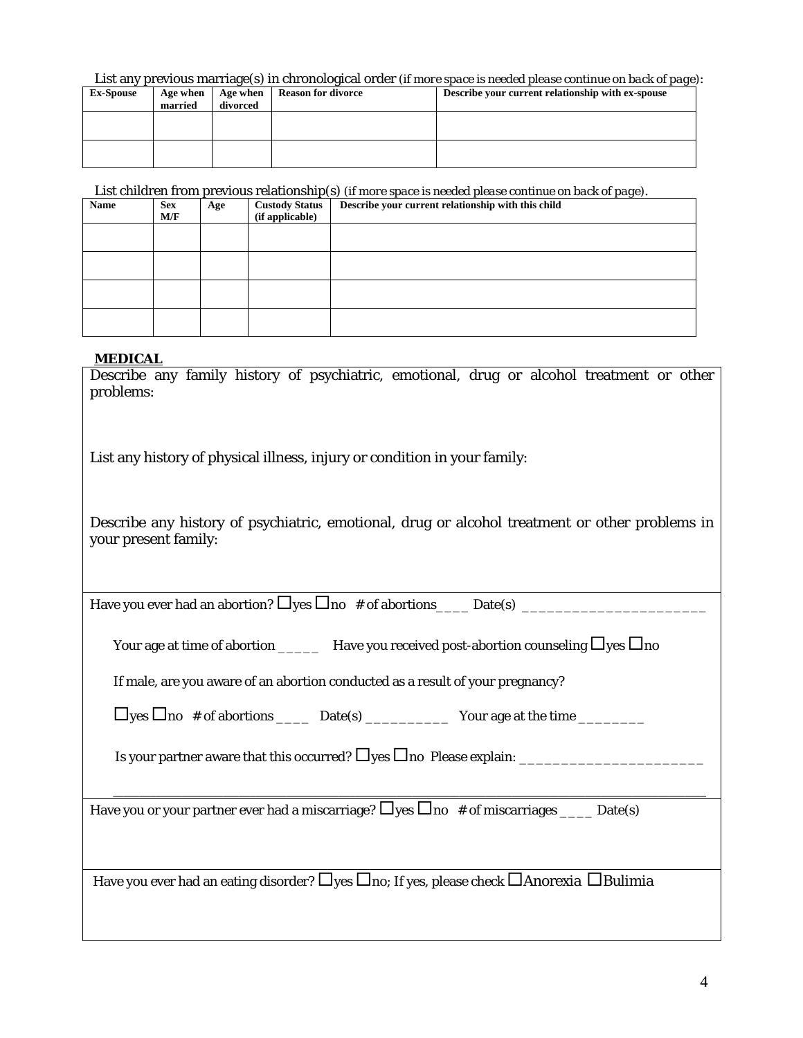List any previous marriage(s) in chronological order *(if more space is needed please continue on back of page)*:

| Ex-Spouse | Age when married | Age when divorced | Reason for divorce | Describe your current relationship with ex-spouse |
|---|---|---|---|---|
| | | | | |
| | | | | |

List children from previous relationship(s) *(if more space is needed please continue on back of page)*.

| Name | Sex M/F | Age | Custody Status (if applicable) | Describe your current relationship with this child |
|---|---|---|---|---|
| | | | | |
| | | | | |
| | | | | |
| | | | | |

## MEDICAL

Describe any family history of psychiatric, emotional, drug or alcohol treatment or other problems:

List any history of physical illness, injury or condition in your family:

Describe any history of psychiatric, emotional, drug or alcohol treatment or other problems in your present family:

Have you ever had an abortion? ☐yes ☐no # of abortions____ Date(s) ______________________

Your age at time of abortion _____ Have you received post-abortion counseling ☐yes ☐no

If male, are you aware of an abortion conducted as a result of your pregnancy?

☐yes ☐no # of abortions ____ Date(s) __________ Your age at the time ________

Is your partner aware that this occurred? ☐yes ☐no Please explain: ______________________

______________________________________________________________________________

Have you or your partner ever had a miscarriage? ☐yes ☐no # of miscarriages ____ Date(s)

Have you ever had an eating disorder? ☐yes ☐no; If yes, please check ☐Anorexia ☐Bulimia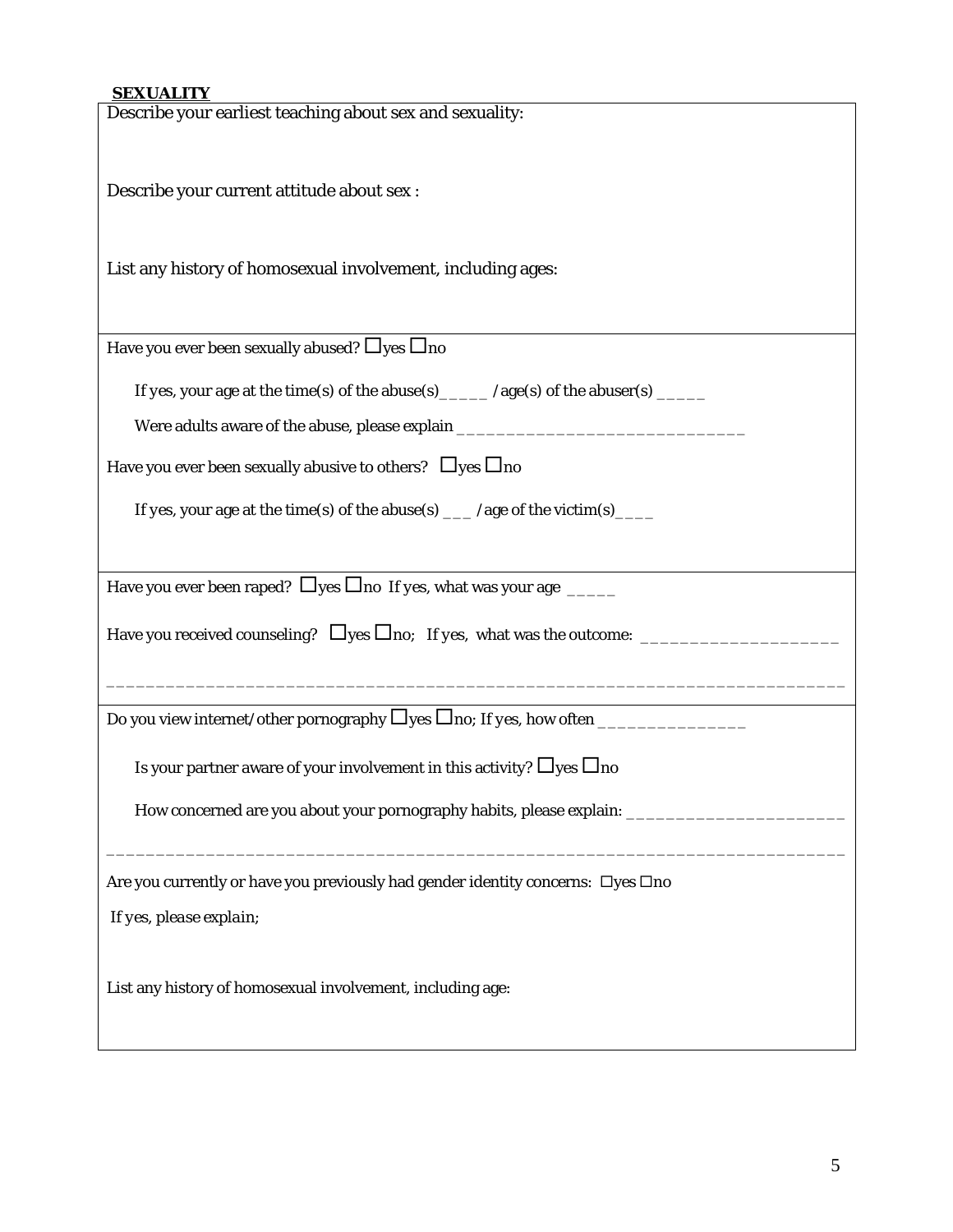## SEXUALITY

Describe your earliest teaching about sex and sexuality:

Describe your current attitude about sex :

List any history of homosexual involvement, including ages:

---

Have you ever been sexually abused? ☐yes ☐no

If yes, your age at the time(s) of the abuse(s)_____ /age(s) of the abuser(s) _____

Were adults aware of the abuse, please explain ______________________________

Have you ever been sexually abusive to others? ☐yes ☐no

If yes, your age at the time(s) of the abuse(s) ___ /age of the victim(s)____

---

Have you ever been raped? ☐yes ☐no If yes, what was your age _____

Have you received counseling? ☐yes ☐no; If yes, what was the outcome: ____________________

______________________________________________________________________

---

Do you view internet/other pornography ☐yes ☐no; If yes, how often _______________

Is your partner aware of your involvement in this activity? ☐yes ☐no

How concerned are you about your pornography habits, please explain: ______________________

______________________________________________________________________

Are you currently or have you previously had gender identity concerns: ☐yes ☐no

*If yes, please explain;*

List any history of homosexual involvement, including age: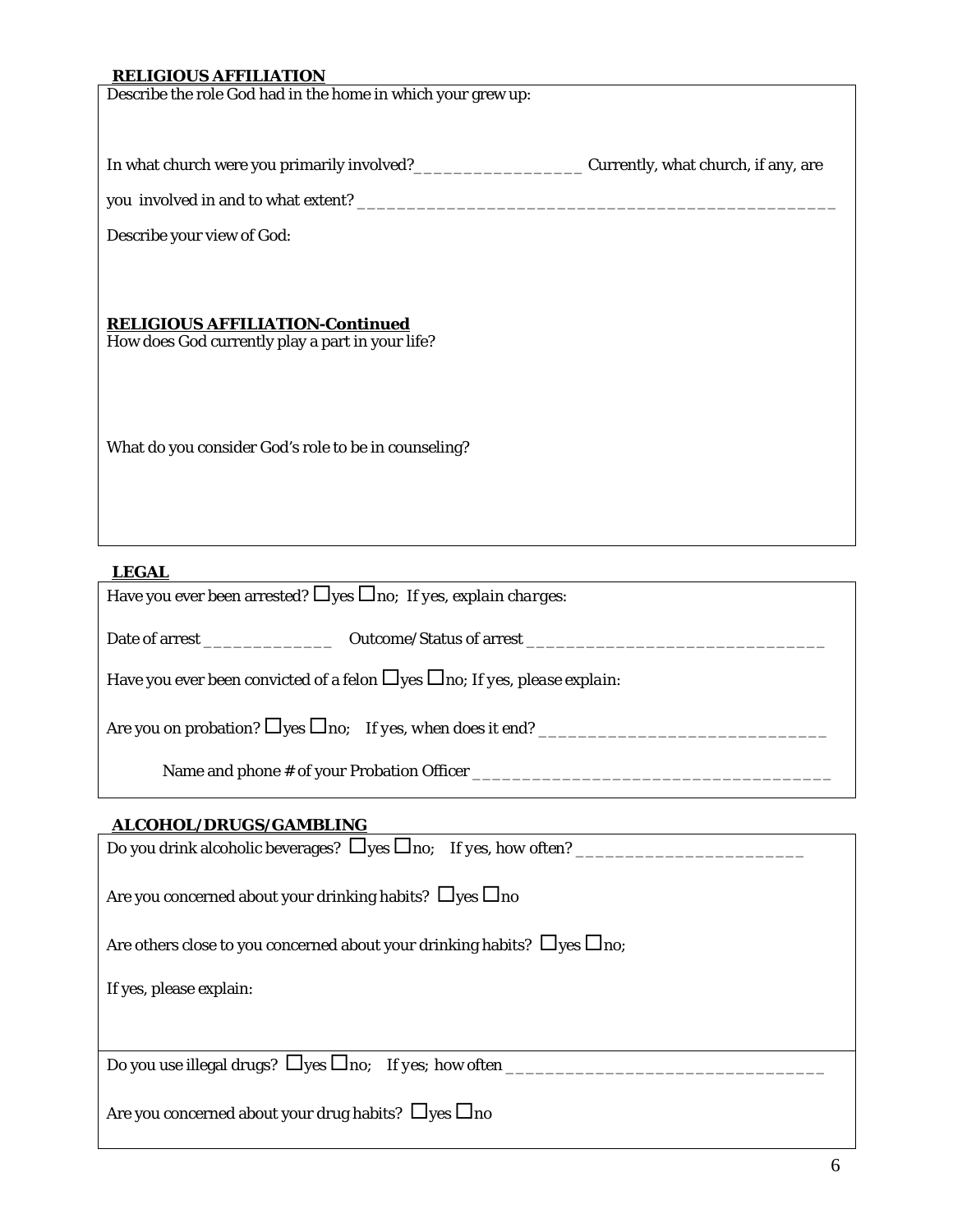## RELIGIOUS AFFILIATION

Describe the role God had in the home in which your grew up:

In what church were you primarily involved?_________________ Currently, what church, if any, are you involved in and to what extent? ______________________________________________

Describe your view of God:

**RELIGIOUS AFFILIATION-Continued**

How does God currently play a part in your life?

What do you consider God's role to be in counseling?

## LEGAL

Have you ever been arrested? ☐yes ☐no; *If yes, explain charges:*

Date of arrest _____________ Outcome/Status of arrest ______________________________

Have you ever been convicted of a felon ☐yes ☐no; *If yes, please explain:*

Are you on probation? ☐yes ☐no; If yes, when does it end? ____________________________

Name and phone # of your Probation Officer ___________________________________

## ALCOHOL/DRUGS/GAMBLING

Do you drink alcoholic beverages? ☐yes ☐no; If yes, how often? _______________________

Are you concerned about your drinking habits? ☐yes ☐no

Are others close to you concerned about your drinking habits? ☐yes ☐no;

If yes, please explain:

Do you use illegal drugs? ☐yes ☐no; If yes; how often _______________________________

Are you concerned about your drug habits? ☐yes ☐no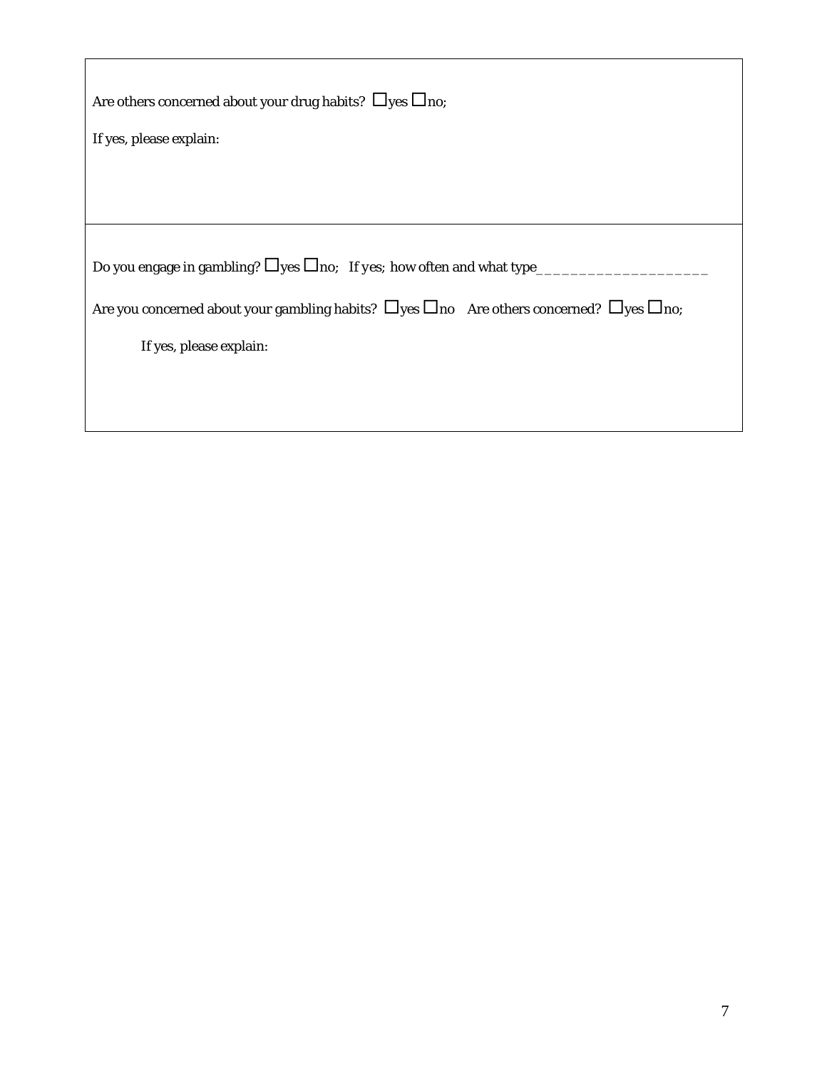Are others concerned about your drug habits? ☐yes ☐no;

If yes, please explain:

Do you engage in gambling? ☐yes ☐no; If yes; how often and what type____________________

Are you concerned about your gambling habits? ☐yes ☐no Are others concerned? ☐yes ☐no;

If yes, please explain: